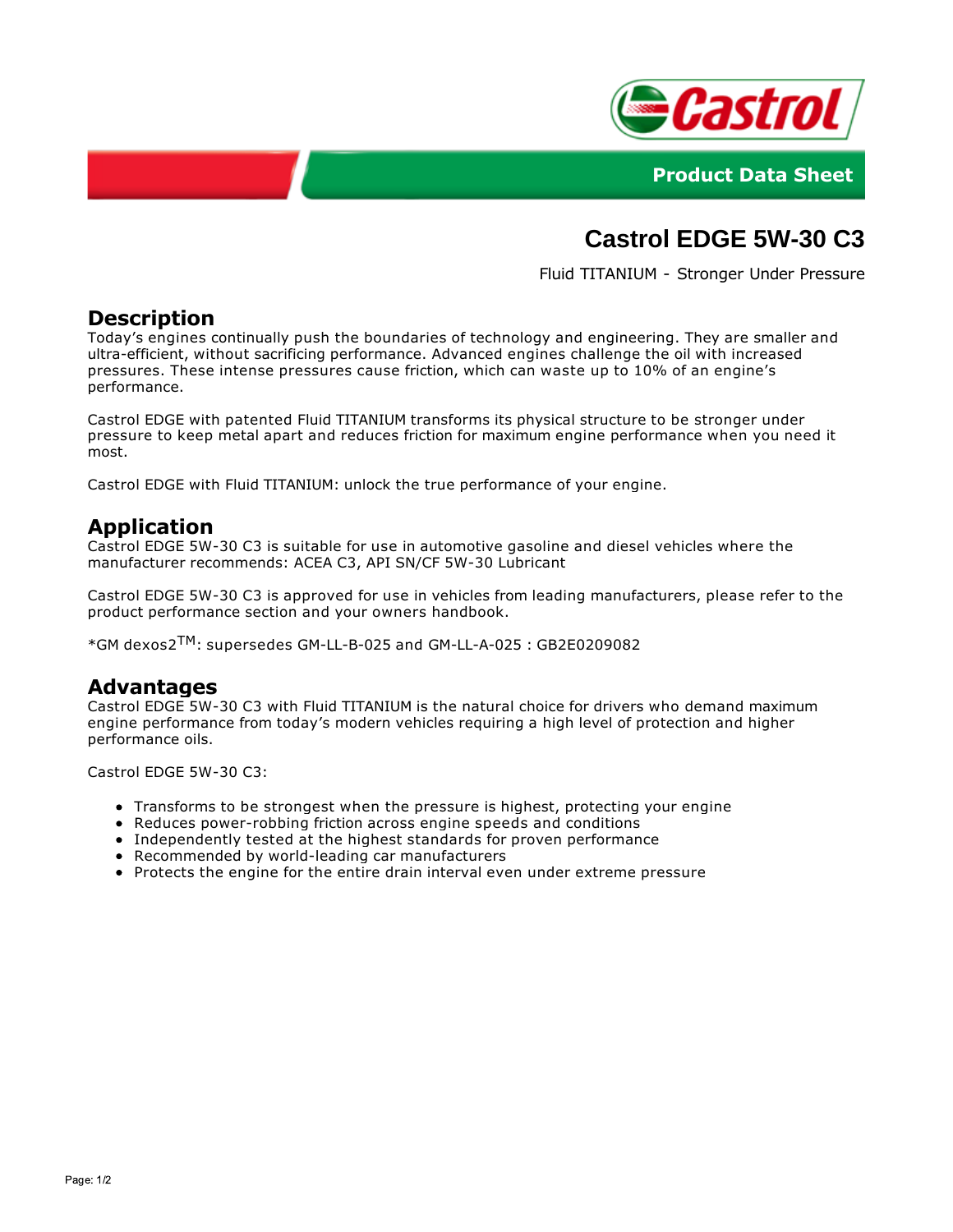Product Data Sheet

# Castrol EDGE 5W-30 C3

Fluid TITANIUM - Stronger Under Pressure

## Description

Today's engines continually push the boundaries of technology and engineering. They are smaller and ultra-efficient, without sacrificing performance. Advanced engines challenge the oil with increased pressures. These intense pressures cause friction, which can waste up to 10% of an engine's performance.

Castrol EDGE with patented Fluid TITANIUM transforms its physical structure to be stronger under pressure to keep metal apart and reduces friction for maximum engine performance when you need it most.

Castrol EDGE with Fluid TITANIUM: unlock the true performance of your engine.

## Application

Castrol EDGE 5W-30 C3 is suitable for use in automotive gasoline and diesel vehicles where the manufacturer recommends: ACEA C3, API SN/CF 5W-30 Lubricant

Castrol EDGE 5W-30 C3 is approved for use in vehicles from leading manufacturers, please refer to the product performance section and your owners handbook.

*GM dexos2™: supersedes GM-LL-B-025 and GM-LL-A-025 : GB2E0209082

## Advantages

Castrol EDGE 5W-30 C3 with Fluid TITANIUM is the natural choice for drivers who demand maximum engine performance from today's modern vehicles requiring a high level of protection and higher performance oils.

Castrol EDGE 5W-30 C3:

- Transforms to be strongest when the pressure is highest, protecting your engine
- Reduces power-robbing friction across engine speeds and conditions
- Independently tested at the highest standards for proven performance
- Recommended by world-leading car manufacturers
- Protects the engine for the entire drain interval even under extreme pressure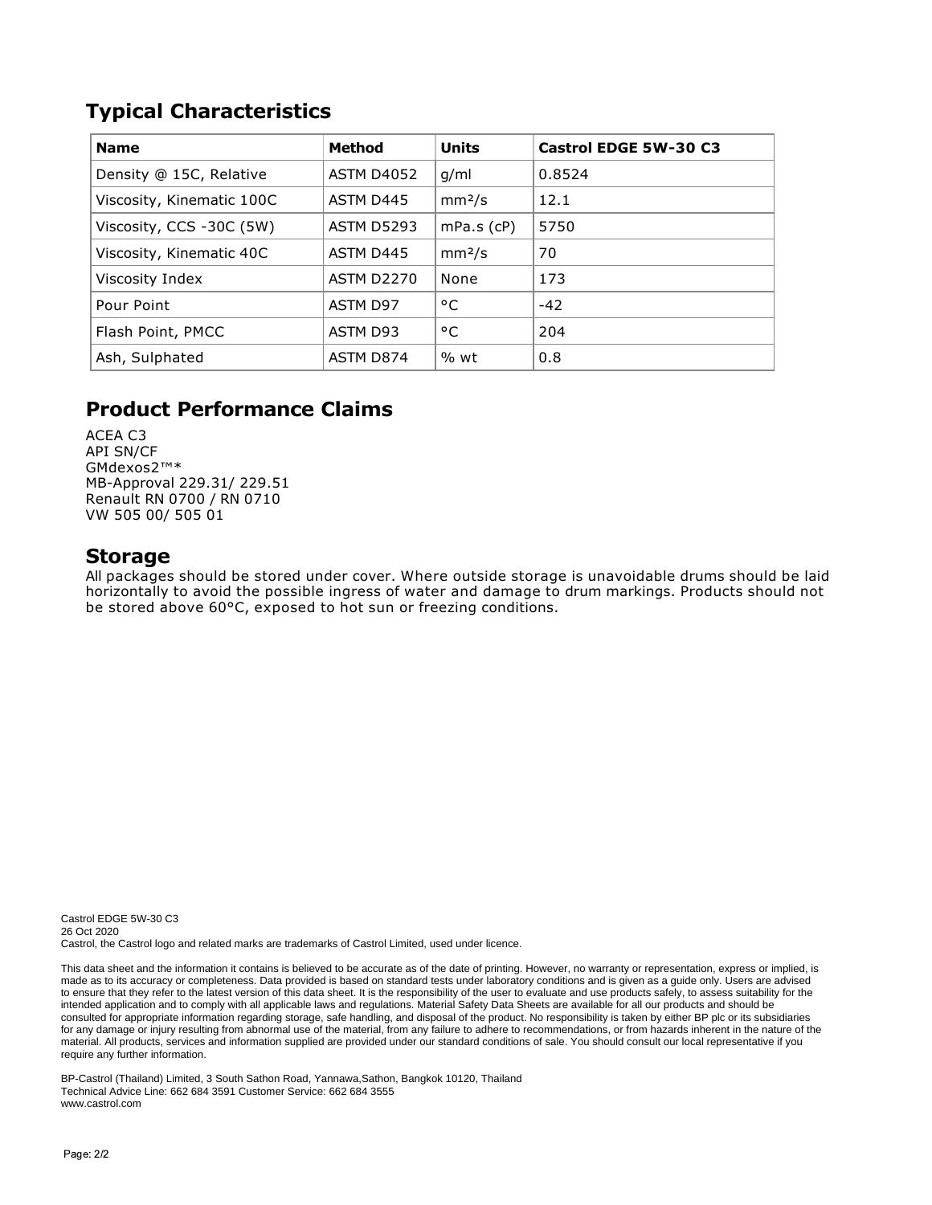## Typical Characteristics

| Name | Method | Units | Castrol EDGE 5W-30 C3 |
| --- | --- | --- | --- |
| Density @ 15C, Relative | ASTM D4052 | g/ml | 0.8524 |
| Viscosity, Kinematic 100C | ASTM D445 | $mm^2/s$ | 12.1 |
| Viscosity, CCS -30C (5W) | ASTM D5293 | mPa.s (cP) | 5750 |
| Viscosity, Kinematic 40C | ASTM D445 | $mm^2/s$ | 70 |
| Viscosity Index | ASTM D2270 | None | 173 |
| Pour Point | ASTM D97 | °C | -42 |
| Flash Point, PMCC | ASTM D93 | °C | 204 |
| Ash, Sulphated | ASTM D874 | % wt | 0.8 |

## Product Performance Claims

ACEA C3
API SN/CF
GMdexos2™*
MB-Approval 229.31/ 229.51
Renault RN 0700 / RN 0710
VW 505 00/ 505 01

## Storage

All packages should be stored under cover. Where outside storage is unavoidable drums should be laid horizontally to avoid the possible ingress of water and damage to drum markings. Products should not be stored above 60°C, exposed to hot sun or freezing conditions.

Castrol EDGE 5W-30 C3
26 Oct 2020
Castrol, the Castrol logo and related marks are trademarks of Castrol Limited, used under licence.

This data sheet and the information it contains is believed to be accurate as of the date of printing. However, no warranty or representation, express or implied, is made as to its accuracy or completeness. Data provided is based on standard tests under laboratory conditions and is given as a guide only. Users are advised to ensure that they refer to the latest version of this data sheet. It is the responsibility of the user to evaluate and use products safely, to assess suitability for the intended application and to comply with all applicable laws and regulations. Material Safety Data Sheets are available for all our products and should be consulted for appropriate information regarding storage, safe handling, and disposal of the product. No responsibility is taken by either BP plc or its subsidiaries for any damage or injury resulting from abnormal use of the material, from any failure to adhere to recommendations, or from hazards inherent in the nature of the material. All products, services and information supplied are provided under our standard conditions of sale. You should consult our local representative if you require any further information.

BP-Castrol (Thailand) Limited, 3 South Sathon Road, Yannawa,Sathon, Bangkok 10120, Thailand
Technical Advice Line: 662 684 3591 Customer Service: 662 684 3555
www.castrol.com